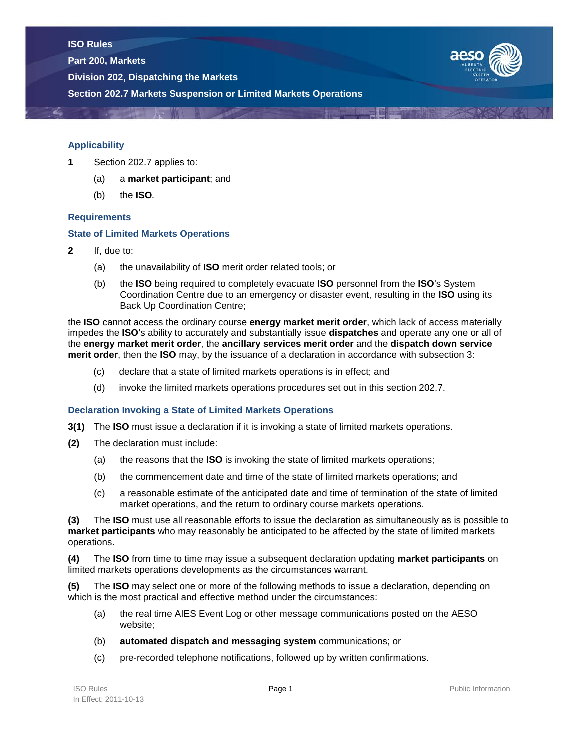# ISO Rules

## Part 200, Markets

## Division 202, Dispatching the Markets

## Section 202.7 Markets Suspension or Limited Markets Operations

### Applicability

**1** Section 202.7 applies to:

(a) a **market participant**; and

(b) the **ISO**.

### Requirements

### State of Limited Markets Operations

**2** If, due to:

(a) the unavailability of **ISO** merit order related tools; or

(b) the **ISO** being required to completely evacuate **ISO** personnel from the **ISO**'s System Coordination Centre due to an emergency or disaster event, resulting in the **ISO** using its Back Up Coordination Centre;

the **ISO** cannot access the ordinary course **energy market merit order**, which lack of access materially impedes the **ISO**'s ability to accurately and substantially issue **dispatches** and operate any one or all of the **energy market merit order**, the **ancillary services merit order** and the **dispatch down service merit order**, then the **ISO** may, by the issuance of a declaration in accordance with subsection 3:

(c) declare that a state of limited markets operations is in effect; and

(d) invoke the limited markets operations procedures set out in this section 202.7.

### Declaration Invoking a State of Limited Markets Operations

**3(1)** The **ISO** must issue a declaration if it is invoking a state of limited markets operations.

**(2)** The declaration must include:

(a) the reasons that the **ISO** is invoking the state of limited markets operations;

(b) the commencement date and time of the state of limited markets operations; and

(c) a reasonable estimate of the anticipated date and time of termination of the state of limited market operations, and the return to ordinary course markets operations.

**(3)** The **ISO** must use all reasonable efforts to issue the declaration as simultaneously as is possible to **market participants** who may reasonably be anticipated to be affected by the state of limited markets operations.

**(4)** The **ISO** from time to time may issue a subsequent declaration updating **market participants** on limited markets operations developments as the circumstances warrant.

**(5)** The **ISO** may select one or more of the following methods to issue a declaration, depending on which is the most practical and effective method under the circumstances:

(a) the real time AIES Event Log or other message communications posted on the AESO website;

(b) **automated dispatch and messaging system** communications; or

(c) pre-recorded telephone notifications, followed up by written confirmations.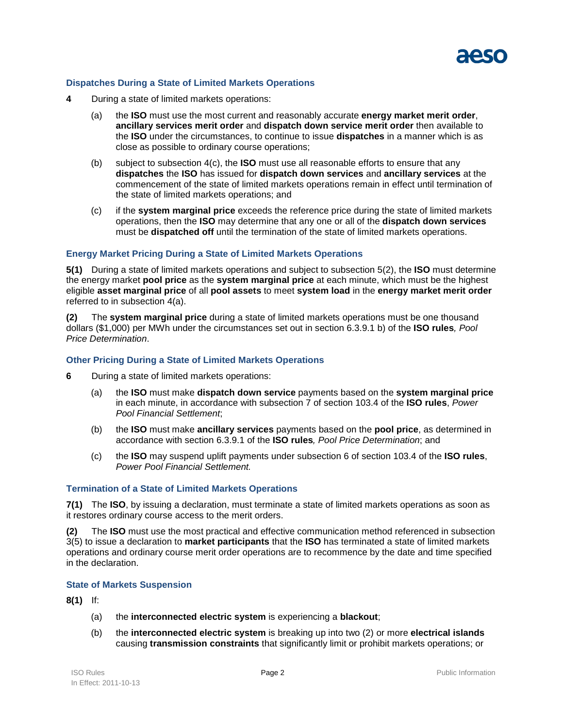### Dispatches During a State of Limited Markets Operations

**4** During a state of limited markets operations:

(a) the **ISO** must use the most current and reasonably accurate **energy market merit order**, **ancillary services merit order** and **dispatch down service merit order** then available to the **ISO** under the circumstances, to continue to issue **dispatches** in a manner which is as close as possible to ordinary course operations;

(b) subject to subsection 4(c), the **ISO** must use all reasonable efforts to ensure that any **dispatches** the **ISO** has issued for **dispatch down services** and **ancillary services** at the commencement of the state of limited markets operations remain in effect until termination of the state of limited markets operations; and

(c) if the **system marginal price** exceeds the reference price during the state of limited markets operations, then the **ISO** may determine that any one or all of the **dispatch down services** must be **dispatched off** until the termination of the state of limited markets operations.

### Energy Market Pricing During a State of Limited Markets Operations

**5(1)** During a state of limited markets operations and subject to subsection 5(2), the **ISO** must determine the energy market **pool price** as the **system marginal price** at each minute, which must be the highest eligible **asset marginal price** of all **pool assets** to meet **system load** in the **energy market merit order** referred to in subsection 4(a).

**(2)** The **system marginal price** during a state of limited markets operations must be one thousand dollars ($1,000) per MWh under the circumstances set out in section 6.3.9.1 b) of the **ISO rules**, *Pool Price Determination*.

### Other Pricing During a State of Limited Markets Operations

**6** During a state of limited markets operations:

(a) the **ISO** must make **dispatch down service** payments based on the **system marginal price** in each minute, in accordance with subsection 7 of section 103.4 of the **ISO rules**, *Power Pool Financial Settlement*;

(b) the **ISO** must make **ancillary services** payments based on the **pool price**, as determined in accordance with section 6.3.9.1 of the **ISO rules**, *Pool Price Determination*; and

(c) the **ISO** may suspend uplift payments under subsection 6 of section 103.4 of the **ISO rules**, *Power Pool Financial Settlement.*

### Termination of a State of Limited Markets Operations

**7(1)** The **ISO**, by issuing a declaration, must terminate a state of limited markets operations as soon as it restores ordinary course access to the merit orders.

**(2)** The **ISO** must use the most practical and effective communication method referenced in subsection 3(5) to issue a declaration to **market participants** that the **ISO** has terminated a state of limited markets operations and ordinary course merit order operations are to recommence by the date and time specified in the declaration.

### State of Markets Suspension

**8(1)** If:

(a) the **interconnected electric system** is experiencing a **blackout**;

(b) the **interconnected electric system** is breaking up into two (2) or more **electrical islands** causing **transmission constraints** that significantly limit or prohibit markets operations; or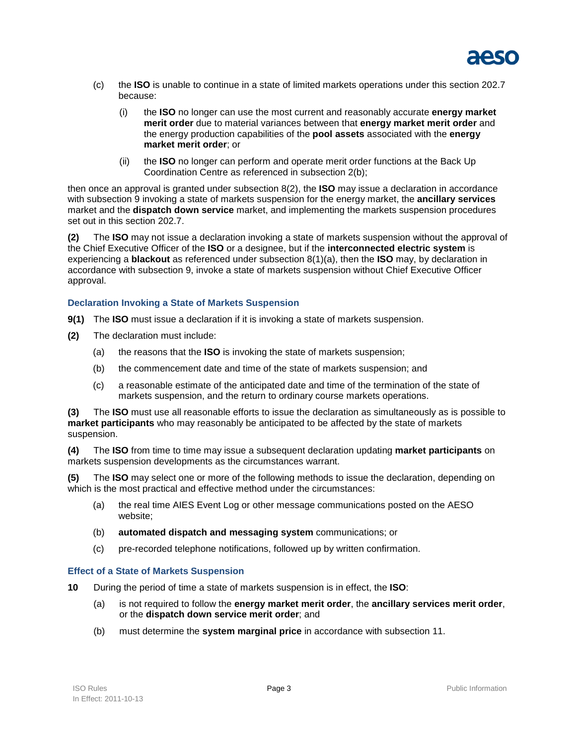(c) the **ISO** is unable to continue in a state of limited markets operations under this section 202.7 because:

(i) the **ISO** no longer can use the most current and reasonably accurate **energy market merit order** due to material variances between that **energy market merit order** and the energy production capabilities of the **pool assets** associated with the **energy market merit order**; or

(ii) the **ISO** no longer can perform and operate merit order functions at the Back Up Coordination Centre as referenced in subsection 2(b);

then once an approval is granted under subsection 8(2), the **ISO** may issue a declaration in accordance with subsection 9 invoking a state of markets suspension for the energy market, the **ancillary services** market and the **dispatch down service** market, and implementing the markets suspension procedures set out in this section 202.7.

**(2)** The **ISO** may not issue a declaration invoking a state of markets suspension without the approval of the Chief Executive Officer of the **ISO** or a designee, but if the **interconnected electric system** is experiencing a **blackout** as referenced under subsection 8(1)(a), then the **ISO** may, by declaration in accordance with subsection 9, invoke a state of markets suspension without Chief Executive Officer approval.

### Declaration Invoking a State of Markets Suspension

**9(1)** The **ISO** must issue a declaration if it is invoking a state of markets suspension.

**(2)** The declaration must include:

(a) the reasons that the **ISO** is invoking the state of markets suspension;

(b) the commencement date and time of the state of markets suspension; and

(c) a reasonable estimate of the anticipated date and time of the termination of the state of markets suspension, and the return to ordinary course markets operations.

**(3)** The **ISO** must use all reasonable efforts to issue the declaration as simultaneously as is possible to **market participants** who may reasonably be anticipated to be affected by the state of markets suspension.

**(4)** The **ISO** from time to time may issue a subsequent declaration updating **market participants** on markets suspension developments as the circumstances warrant.

**(5)** The **ISO** may select one or more of the following methods to issue the declaration, depending on which is the most practical and effective method under the circumstances:

(a) the real time AIES Event Log or other message communications posted on the AESO website;

(b) **automated dispatch and messaging system** communications; or

(c) pre-recorded telephone notifications, followed up by written confirmation.

### Effect of a State of Markets Suspension

**10** During the period of time a state of markets suspension is in effect, the **ISO**:

(a) is not required to follow the **energy market merit order**, the **ancillary services merit order**, or the **dispatch down service merit order**; and

(b) must determine the **system marginal price** in accordance with subsection 11.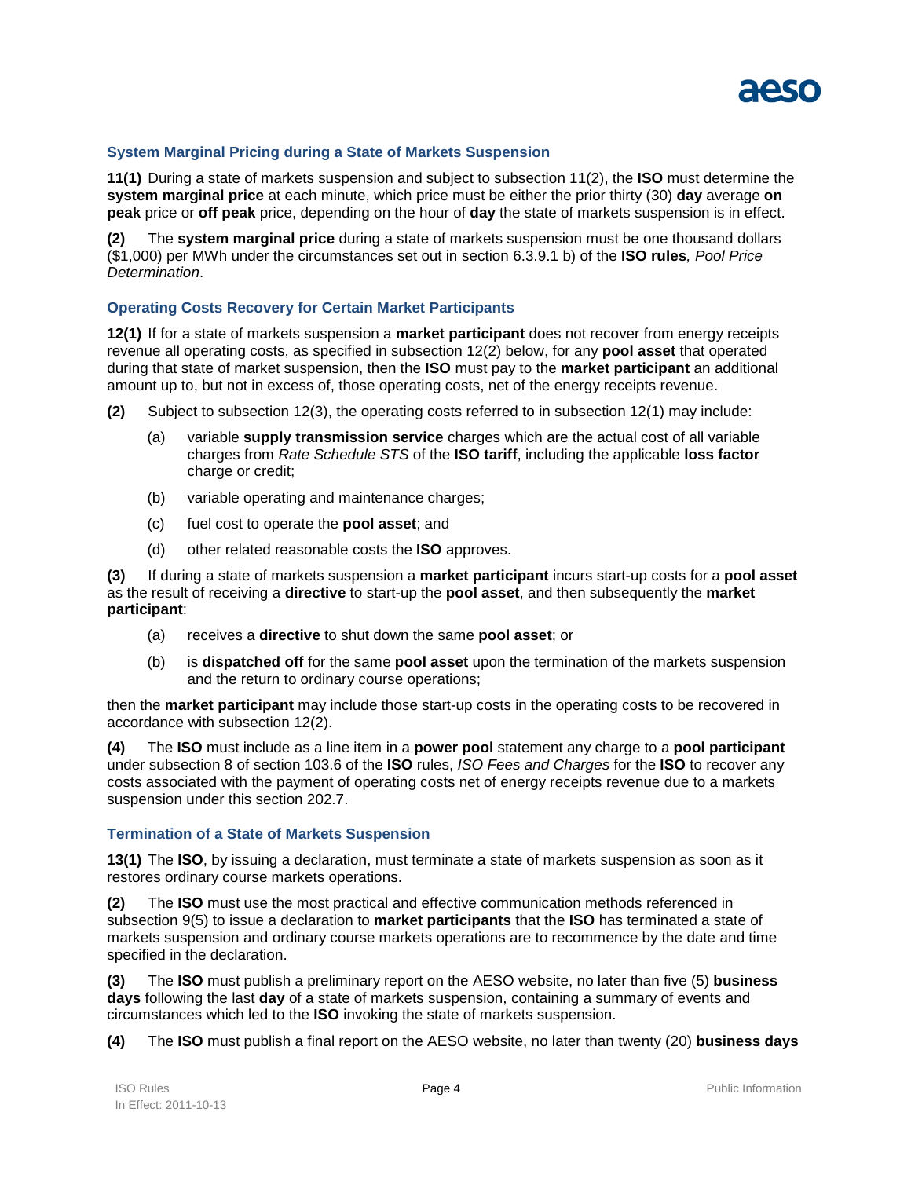### System Marginal Pricing during a State of Markets Suspension

**11(1)** During a state of markets suspension and subject to subsection 11(2), the **ISO** must determine the **system marginal price** at each minute, which price must be either the prior thirty (30) **day** average **on peak** price or **off peak** price, depending on the hour of **day** the state of markets suspension is in effect.

**(2)** The **system marginal price** during a state of markets suspension must be one thousand dollars ($1,000) per MWh under the circumstances set out in section 6.3.9.1 b) of the **ISO rules***, Pool Price Determination*.

### Operating Costs Recovery for Certain Market Participants

**12(1)** If for a state of markets suspension a **market participant** does not recover from energy receipts revenue all operating costs, as specified in subsection 12(2) below, for any **pool asset** that operated during that state of market suspension, then the **ISO** must pay to the **market participant** an additional amount up to, but not in excess of, those operating costs, net of the energy receipts revenue.

**(2)** Subject to subsection 12(3), the operating costs referred to in subsection 12(1) may include:

- (a) variable **supply transmission service** charges which are the actual cost of all variable charges from *Rate Schedule STS* of the **ISO tariff**, including the applicable **loss factor** charge or credit;
- (b) variable operating and maintenance charges;
- (c) fuel cost to operate the **pool asset**; and
- (d) other related reasonable costs the **ISO** approves.

**(3)** If during a state of markets suspension a **market participant** incurs start-up costs for a **pool asset** as the result of receiving a **directive** to start-up the **pool asset**, and then subsequently the **market participant**:

- (a) receives a **directive** to shut down the same **pool asset**; or
- (b) is **dispatched off** for the same **pool asset** upon the termination of the markets suspension and the return to ordinary course operations;

then the **market participant** may include those start-up costs in the operating costs to be recovered in accordance with subsection 12(2).

**(4)** The **ISO** must include as a line item in a **power pool** statement any charge to a **pool participant** under subsection 8 of section 103.6 of the **ISO** rules, *ISO Fees and Charges* for the **ISO** to recover any costs associated with the payment of operating costs net of energy receipts revenue due to a markets suspension under this section 202.7.

### Termination of a State of Markets Suspension

**13(1)** The **ISO**, by issuing a declaration, must terminate a state of markets suspension as soon as it restores ordinary course markets operations.

**(2)** The **ISO** must use the most practical and effective communication methods referenced in subsection 9(5) to issue a declaration to **market participants** that the **ISO** has terminated a state of markets suspension and ordinary course markets operations are to recommence by the date and time specified in the declaration.

**(3)** The **ISO** must publish a preliminary report on the AESO website, no later than five (5) **business days** following the last **day** of a state of markets suspension, containing a summary of events and circumstances which led to the **ISO** invoking the state of markets suspension.

**(4)** The **ISO** must publish a final report on the AESO website, no later than twenty (20) **business days**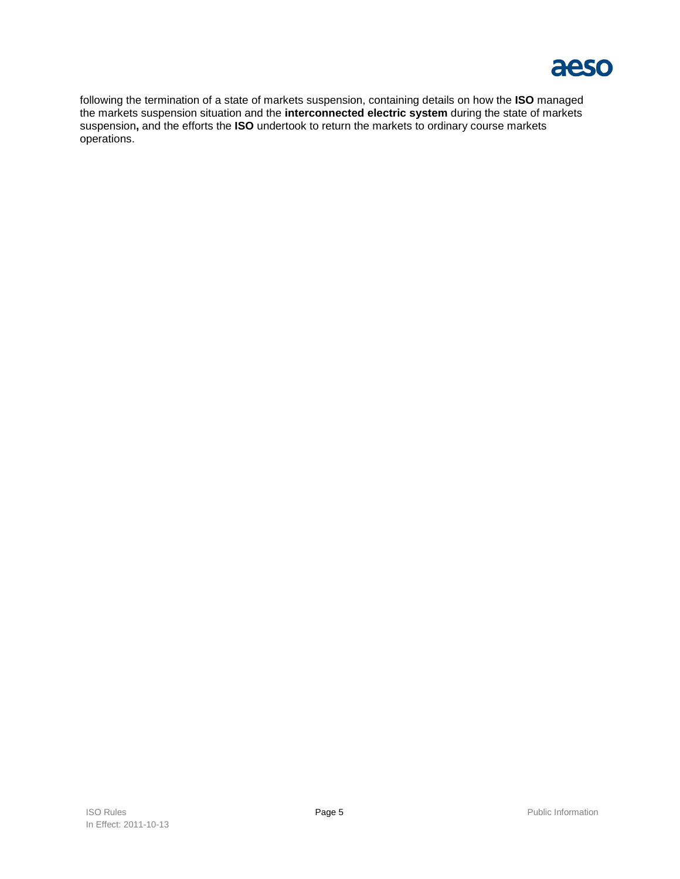following the termination of a state of markets suspension, containing details on how the **ISO** managed the markets suspension situation and the **interconnected electric system** during the state of markets suspension**,** and the efforts the **ISO** undertook to return the markets to ordinary course markets operations.